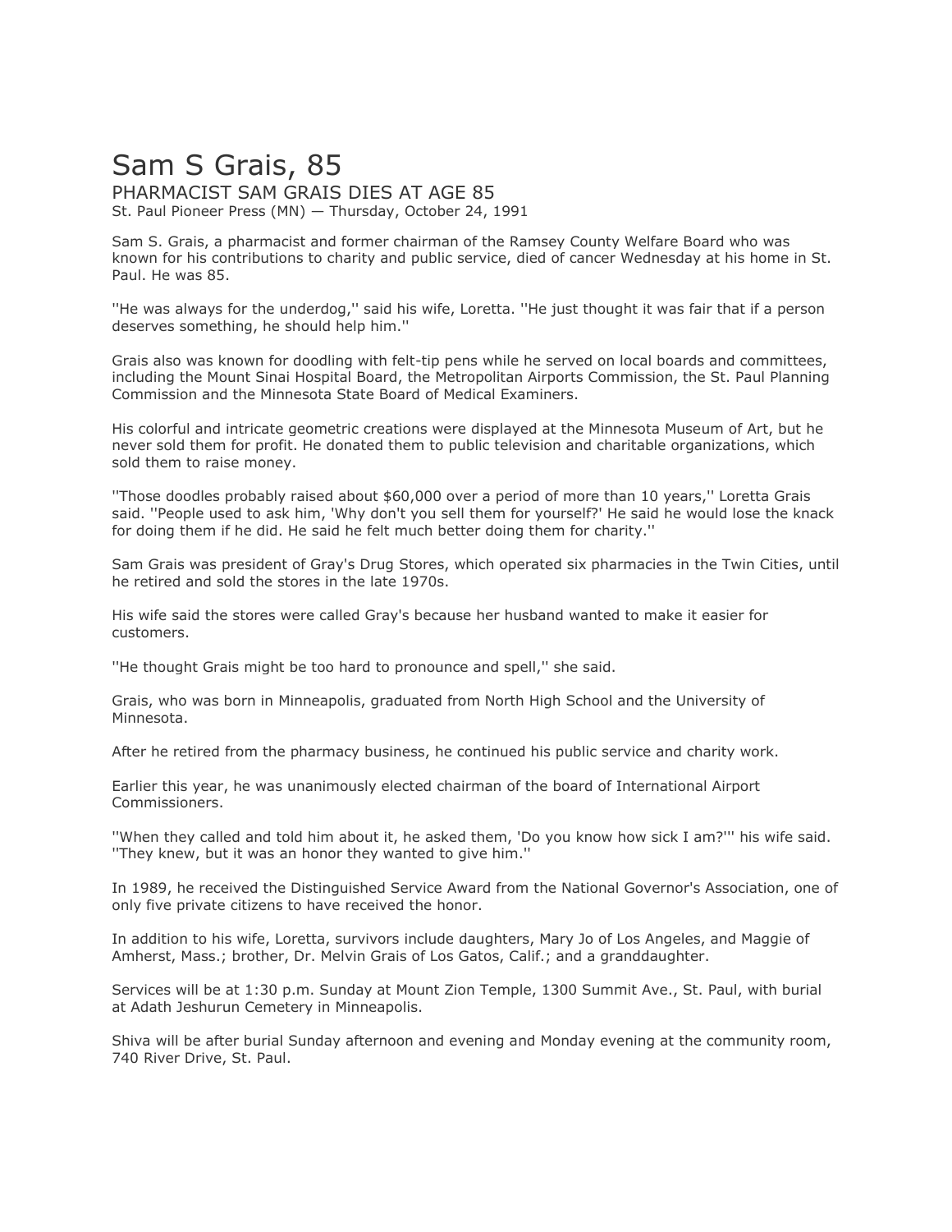# Sam S Grais, 85

## PHARMACIST SAM GRAIS DIES AT AGE 85

St. Paul Pioneer Press (MN) — Thursday, October 24, 1991

Sam S. Grais, a pharmacist and former chairman of the Ramsey County Welfare Board who was known for his contributions to charity and public service, died of cancer Wednesday at his home in St. Paul. He was 85.

''He was always for the underdog,'' said his wife, Loretta. ''He just thought it was fair that if a person deserves something, he should help him.''

Grais also was known for doodling with felt-tip pens while he served on local boards and committees, including the Mount Sinai Hospital Board, the Metropolitan Airports Commission, the St. Paul Planning Commission and the Minnesota State Board of Medical Examiners.

His colorful and intricate geometric creations were displayed at the Minnesota Museum of Art, but he never sold them for profit. He donated them to public television and charitable organizations, which sold them to raise money.

''Those doodles probably raised about $60,000 over a period of more than 10 years,'' Loretta Grais said. ''People used to ask him, 'Why don't you sell them for yourself?' He said he would lose the knack for doing them if he did. He said he felt much better doing them for charity.''

Sam Grais was president of Gray's Drug Stores, which operated six pharmacies in the Twin Cities, until he retired and sold the stores in the late 1970s.

His wife said the stores were called Gray's because her husband wanted to make it easier for customers.

''He thought Grais might be too hard to pronounce and spell,'' she said.

Grais, who was born in Minneapolis, graduated from North High School and the University of Minnesota.

After he retired from the pharmacy business, he continued his public service and charity work.

Earlier this year, he was unanimously elected chairman of the board of International Airport Commissioners.

''When they called and told him about it, he asked them, 'Do you know how sick I am?''' his wife said. ''They knew, but it was an honor they wanted to give him.''

In 1989, he received the Distinguished Service Award from the National Governor's Association, one of only five private citizens to have received the honor.

In addition to his wife, Loretta, survivors include daughters, Mary Jo of Los Angeles, and Maggie of Amherst, Mass.; brother, Dr. Melvin Grais of Los Gatos, Calif.; and a granddaughter.

Services will be at 1:30 p.m. Sunday at Mount Zion Temple, 1300 Summit Ave., St. Paul, with burial at Adath Jeshurun Cemetery in Minneapolis.

Shiva will be after burial Sunday afternoon and evening and Monday evening at the community room, 740 River Drive, St. Paul.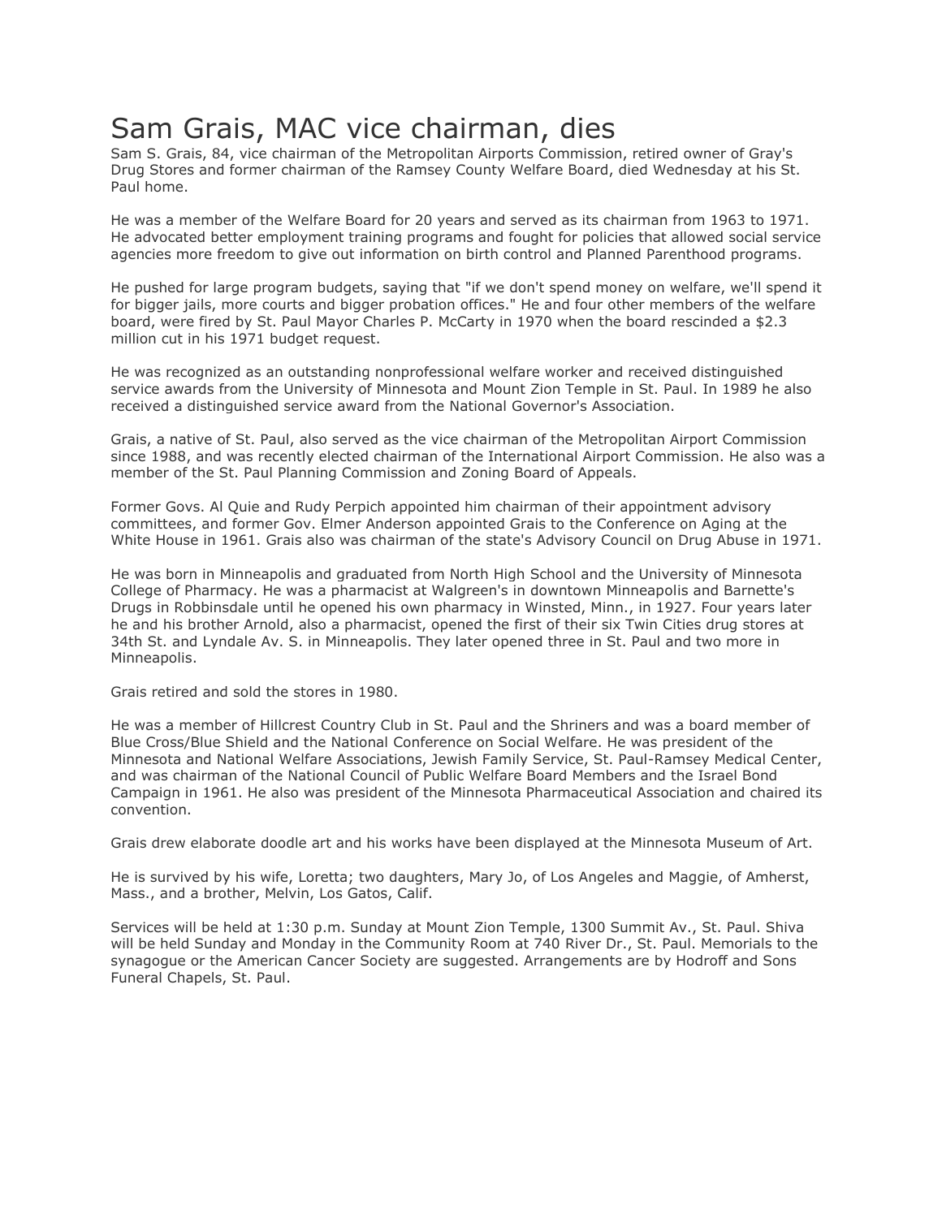# Sam Grais, MAC vice chairman, dies

Sam S. Grais, 84, vice chairman of the Metropolitan Airports Commission, retired owner of Gray's Drug Stores and former chairman of the Ramsey County Welfare Board, died Wednesday at his St. Paul home.

He was a member of the Welfare Board for 20 years and served as its chairman from 1963 to 1971. He advocated better employment training programs and fought for policies that allowed social service agencies more freedom to give out information on birth control and Planned Parenthood programs.

He pushed for large program budgets, saying that "if we don't spend money on welfare, we'll spend it for bigger jails, more courts and bigger probation offices." He and four other members of the welfare board, were fired by St. Paul Mayor Charles P. McCarty in 1970 when the board rescinded a $2.3 million cut in his 1971 budget request.

He was recognized as an outstanding nonprofessional welfare worker and received distinguished service awards from the University of Minnesota and Mount Zion Temple in St. Paul. In 1989 he also received a distinguished service award from the National Governor's Association.

Grais, a native of St. Paul, also served as the vice chairman of the Metropolitan Airport Commission since 1988, and was recently elected chairman of the International Airport Commission. He also was a member of the St. Paul Planning Commission and Zoning Board of Appeals.

Former Govs. Al Quie and Rudy Perpich appointed him chairman of their appointment advisory committees, and former Gov. Elmer Anderson appointed Grais to the Conference on Aging at the White House in 1961. Grais also was chairman of the state's Advisory Council on Drug Abuse in 1971.

He was born in Minneapolis and graduated from North High School and the University of Minnesota College of Pharmacy. He was a pharmacist at Walgreen's in downtown Minneapolis and Barnette's Drugs in Robbinsdale until he opened his own pharmacy in Winsted, Minn., in 1927. Four years later he and his brother Arnold, also a pharmacist, opened the first of their six Twin Cities drug stores at 34th St. and Lyndale Av. S. in Minneapolis. They later opened three in St. Paul and two more in Minneapolis.

Grais retired and sold the stores in 1980.

He was a member of Hillcrest Country Club in St. Paul and the Shriners and was a board member of Blue Cross/Blue Shield and the National Conference on Social Welfare. He was president of the Minnesota and National Welfare Associations, Jewish Family Service, St. Paul-Ramsey Medical Center, and was chairman of the National Council of Public Welfare Board Members and the Israel Bond Campaign in 1961. He also was president of the Minnesota Pharmaceutical Association and chaired its convention.

Grais drew elaborate doodle art and his works have been displayed at the Minnesota Museum of Art.

He is survived by his wife, Loretta; two daughters, Mary Jo, of Los Angeles and Maggie, of Amherst, Mass., and a brother, Melvin, Los Gatos, Calif.

Services will be held at 1:30 p.m. Sunday at Mount Zion Temple, 1300 Summit Av., St. Paul. Shiva will be held Sunday and Monday in the Community Room at 740 River Dr., St. Paul. Memorials to the synagogue or the American Cancer Society are suggested. Arrangements are by Hodroff and Sons Funeral Chapels, St. Paul.